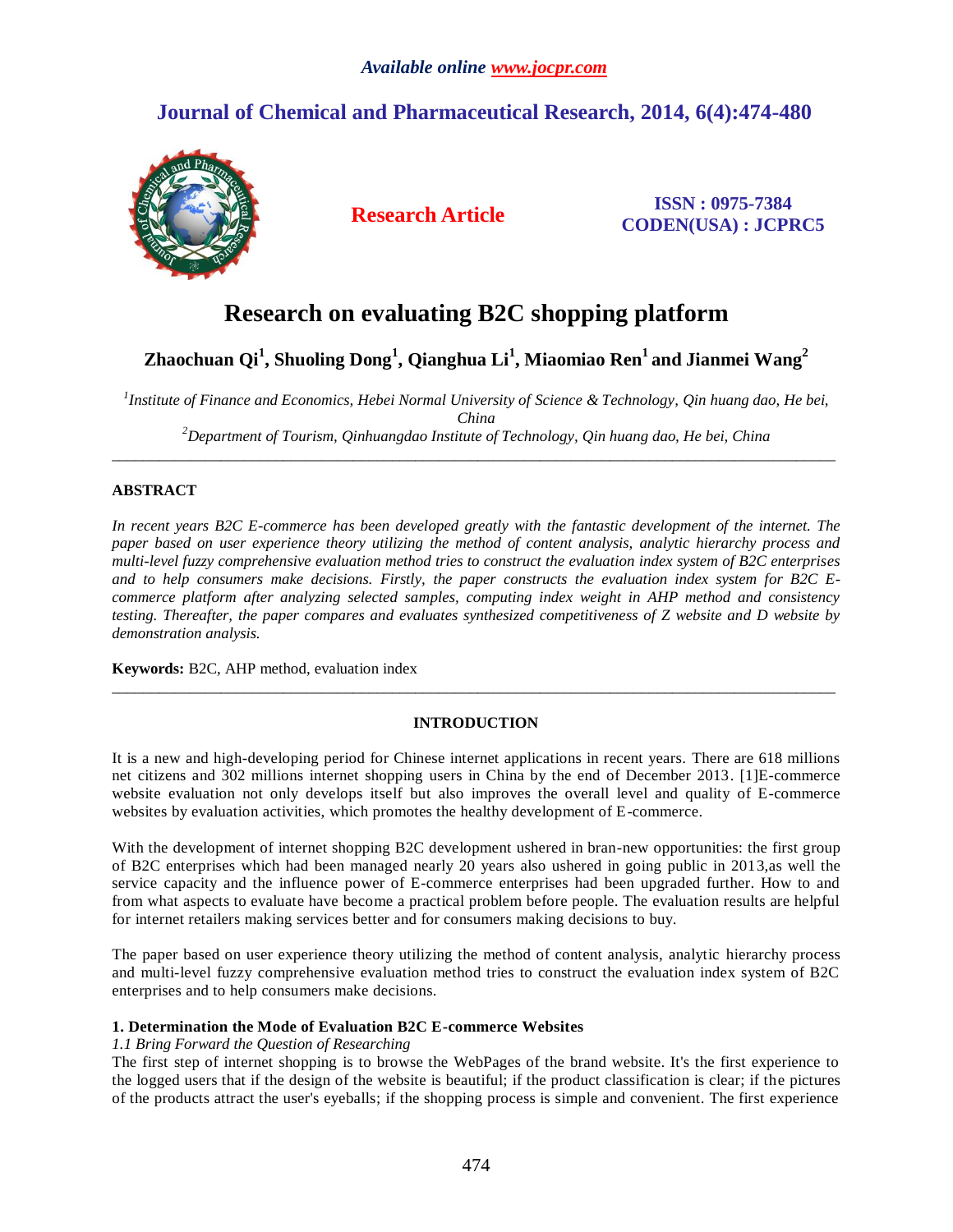# Research on evaluating B2C shopping platform

**Zhaochuan Qi[1], Shuoling Dong[1], Qianghua Li[1], Miaomiao Ren[1] and Jianmei Wang[2]**

[1]*Institute of Finance and Economics, Hebei Normal University of Science & Technology, Qin huang dao, He bei, China*

[2]*Department of Tourism, Qinhuangdao Institute of Technology, Qin huang dao, He bei, China*

---

## ABSTRACT

*In recent years B2C E-commerce has been developed greatly with the fantastic development of the internet. The paper based on user experience theory utilizing the method of content analysis, analytic hierarchy process and multi-level fuzzy comprehensive evaluation method tries to construct the evaluation index system of B2C enterprises and to help consumers make decisions. Firstly, the paper constructs the evaluation index system for B2C E-commerce platform after analyzing selected samples, computing index weight in AHP method and consistency testing. Thereafter, the paper compares and evaluates synthesized competitiveness of Z website and D website by demonstration analysis.*

**Keywords:** B2C, AHP method, evaluation index

---

## INTRODUCTION

It is a new and high-developing period for Chinese internet applications in recent years. There are 618 millions net citizens and 302 millions internet shopping users in China by the end of December 2013. [1]E-commerce website evaluation not only develops itself but also improves the overall level and quality of E-commerce websites by evaluation activities, which promotes the healthy development of E-commerce.

With the development of internet shopping B2C development ushered in bran-new opportunities: the first group of B2C enterprises which had been managed nearly 20 years also ushered in going public in 2013,as well the service capacity and the influence power of E-commerce enterprises had been upgraded further. How to and from what aspects to evaluate have become a practical problem before people. The evaluation results are helpful for internet retailers making services better and for consumers making decisions to buy.

The paper based on user experience theory utilizing the method of content analysis, analytic hierarchy process and multi-level fuzzy comprehensive evaluation method tries to construct the evaluation index system of B2C enterprises and to help consumers make decisions.

### 1. Determination the Mode of Evaluation B2C E-commerce Websites

*1.1 Bring Forward the Question of Researching*

The first step of internet shopping is to browse the WebPages of the brand website. It's the first experience to the logged users that if the design of the website is beautiful; if the product classification is clear; if the pictures of the products attract the user's eyeballs; if the shopping process is simple and convenient. The first experience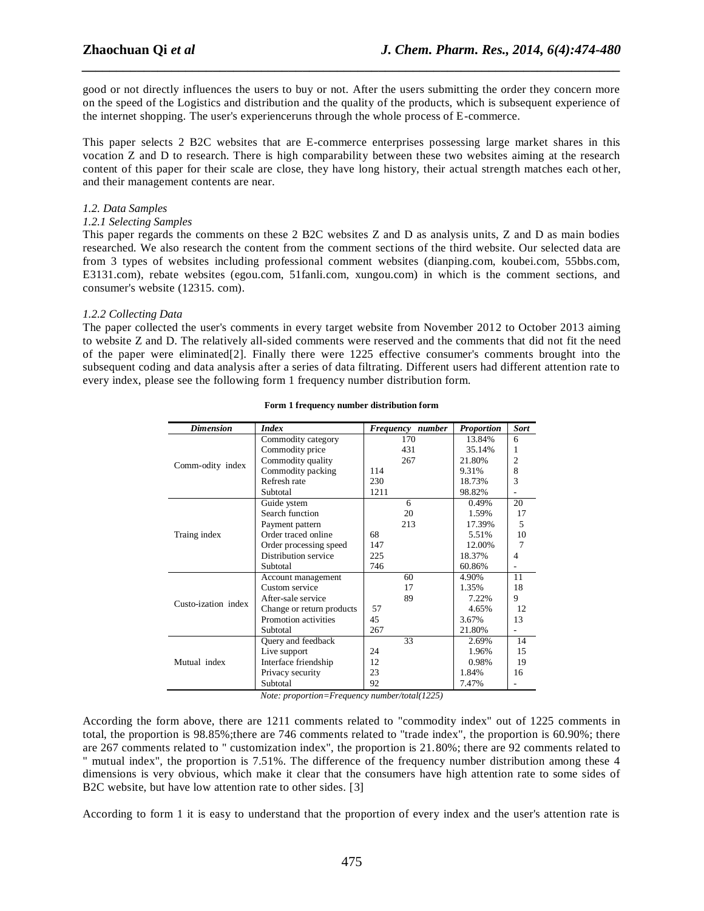good or not directly influences the users to buy or not. After the users submitting the order they concern more on the speed of the Logistics and distribution and the quality of the products, which is subsequent experience of the internet shopping. The user's experienceruns through the whole process of E-commerce.

This paper selects 2 B2C websites that are E-commerce enterprises possessing large market shares in this vocation Z and D to research. There is high comparability between these two websites aiming at the research content of this paper for their scale are close, they have long history, their actual strength matches each other, and their management contents are near.

*1.2. Data Samples*

*1.2.1 Selecting Samples*

This paper regards the comments on these 2 B2C websites Z and D as analysis units, Z and D as main bodies researched. We also research the content from the comment sections of the third website. Our selected data are from 3 types of websites including professional comment websites (dianping.com, koubei.com, 55bbs.com, E3131.com), rebate websites (egou.com, 51fanli.com, xungou.com) in which is the comment sections, and consumer's website (12315. com).

*1.2.2 Collecting Data*

The paper collected the user's comments in every target website from November 2012 to October 2013 aiming to website Z and D. The relatively all-sided comments were reserved and the comments that did not fit the need of the paper were eliminated[2]. Finally there were 1225 effective consumer's comments brought into the subsequent coding and data analysis after a series of data filtrating. Different users had different attention rate to every index, please see the following form 1 frequency number distribution form.

**Form 1 frequency number distribution form**

| *Dimension* | *Index* | *Frequency number* | *Proportion* | *Sort* |
|---|---|---|---|---|
| Comm-odity index | Commodity category | 170 | 13.84% | 6 |
| | Commodity price | 431 | 35.14% | 1 |
| | Commodity quality | 267 | 21.80% | 2 |
| | Commodity packing | 114 | 9.31% | 8 |
| | Refresh rate | 230 | 18.73% | 3 |
| | Subtotal | 1211 | 98.82% | - |
| Traing index | Guide ystem | 6 | 0.49% | 20 |
| | Search function | 20 | 1.59% | 17 |
| | Payment pattern | 213 | 17.39% | 5 |
| | Order traced online | 68 | 5.51% | 10 |
| | Order processing speed | 147 | 12.00% | 7 |
| | Distribution service | 225 | 18.37% | 4 |
| | Subtotal | 746 | 60.86% | - |
| Custo-ization index | Account management | 60 | 4.90% | 11 |
| | Custom service | 17 | 1.35% | 18 |
| | After-sale service | 89 | 7.22% | 9 |
| | Change or return products | 57 | 4.65% | 12 |
| | Promotion activities | 45 | 3.67% | 13 |
| | Subtotal | 267 | 21.80% | - |
| Mutual index | Query and feedback | 33 | 2.69% | 14 |
| | Live support | 24 | 1.96% | 15 |
| | Interface friendship | 12 | 0.98% | 19 |
| | Privacy security | 23 | 1.84% | 16 |
| | Subtotal | 92 | 7.47% | - |

*Note: proportion=Frequency number/total(1225)*

According the form above, there are 1211 comments related to "commodity index" out of 1225 comments in total, the proportion is 98.85%;there are 746 comments related to "trade index", the proportion is 60.90%; there are 267 comments related to " customization index", the proportion is 21.80%; there are 92 comments related to " mutual index", the proportion is 7.51%. The difference of the frequency number distribution among these 4 dimensions is very obvious, which make it clear that the consumers have high attention rate to some sides of B2C website, but have low attention rate to other sides. [3]

According to form 1 it is easy to understand that the proportion of every index and the user's attention rate is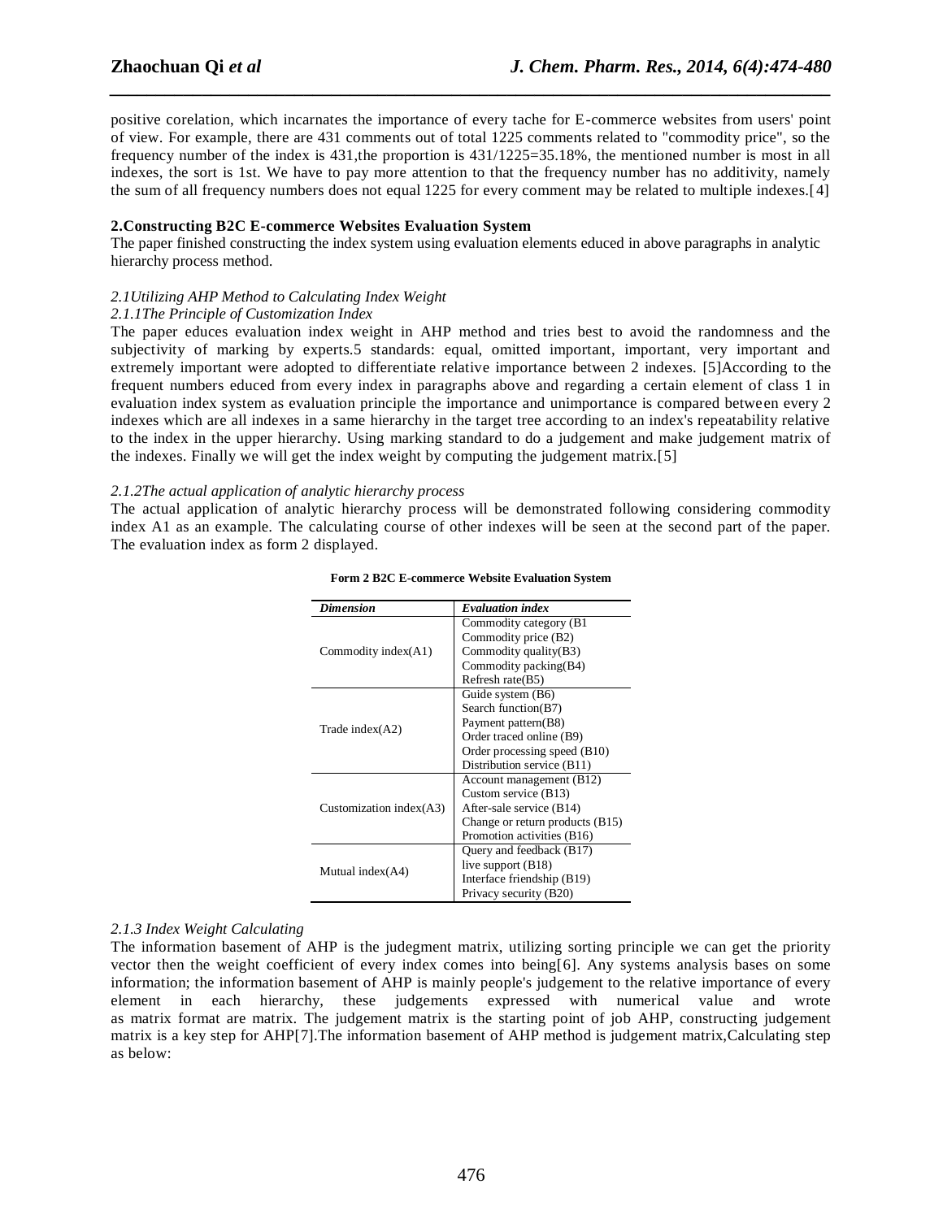positive corelation, which incarnates the importance of every tache for E-commerce websites from users' point of view. For example, there are 431 comments out of total 1225 comments related to "commodity price", so the frequency number of the index is 431,the proportion is 431/1225=35.18%, the mentioned number is most in all indexes, the sort is 1st. We have to pay more attention to that the frequency number has no additivity, namely the sum of all frequency numbers does not equal 1225 for every comment may be related to multiple indexes.[4]

**2.Constructing B2C E-commerce Websites Evaluation System**

The paper finished constructing the index system using evaluation elements educed in above paragraphs in analytic hierarchy process method.

*2.1Utilizing AHP Method to Calculating Index Weight*

*2.1.1The Principle of Customization Index*

The paper educes evaluation index weight in AHP method and tries best to avoid the randomness and the subjectivity of marking by experts.5 standards: equal, omitted important, important, very important and extremely important were adopted to differentiate relative importance between 2 indexes. [5]According to the frequent numbers educed from every index in paragraphs above and regarding a certain element of class 1 in evaluation index system as evaluation principle the importance and unimportance is compared between every 2 indexes which are all indexes in a same hierarchy in the target tree according to an index's repeatability relative to the index in the upper hierarchy. Using marking standard to do a judgement and make judgement matrix of the indexes. Finally we will get the index weight by computing the judgement matrix.[5]

*2.1.2The actual application of analytic hierarchy process*

The actual application of analytic hierarchy process will be demonstrated following considering commodity index A1 as an example. The calculating course of other indexes will be seen at the second part of the paper. The evaluation index as form 2 displayed.

**Form 2 B2C E-commerce Website Evaluation System**

| *Dimension* | *Evaluation index* |
|---|---|
| Commodity index(A1) | Commodity category (B1<br>Commodity price (B2)<br>Commodity quality(B3)<br>Commodity packing(B4)<br>Refresh rate(B5) |
| Trade index(A2) | Guide system (B6)<br>Search function(B7)<br>Payment pattern(B8)<br>Order traced online (B9)<br>Order processing speed (B10)<br>Distribution service (B11) |
| Customization index(A3) | Account management (B12)<br>Custom service (B13)<br>After-sale service (B14)<br>Change or return products (B15)<br>Promotion activities (B16) |
| Mutual index(A4) | Query and feedback (B17)<br>live support (B18)<br>Interface friendship (B19)<br>Privacy security (B20) |

*2.1.3 Index Weight Calculating*

The information basement of AHP is the judegment matrix, utilizing sorting principle we can get the priority vector then the weight coefficient of every index comes into being[6]. Any systems analysis bases on some information; the information basement of AHP is mainly people's judgement to the relative importance of every element in each hierarchy, these judgements expressed with numerical value and wrote as matrix format are matrix. The judgement matrix is the starting point of job AHP, constructing judgement matrix is a key step for AHP[7].The information basement of AHP method is judgement matrix,Calculating step as below: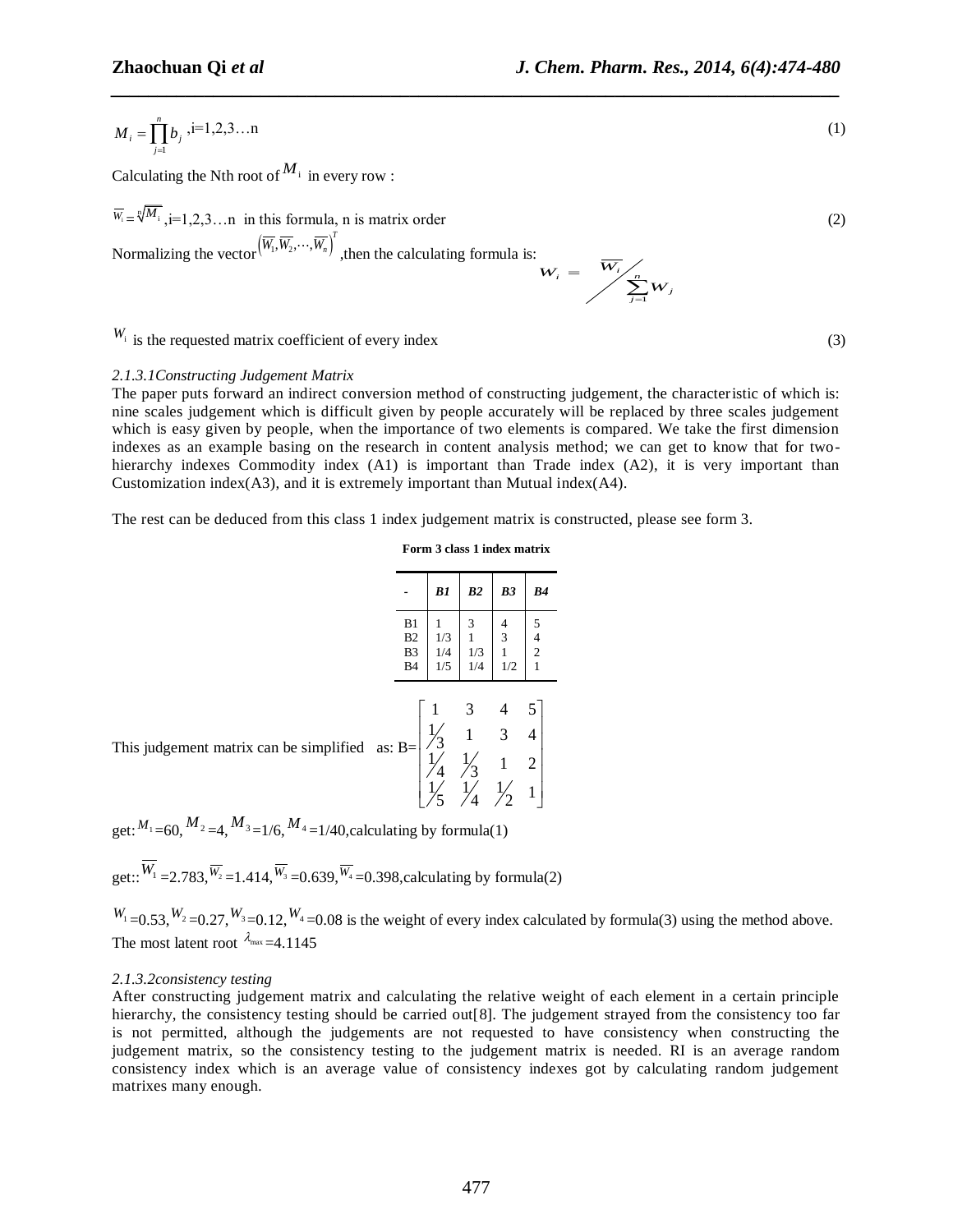$$M_i = \prod_{j=1}^{n} b_j \text{ ,i=1,2,3…n} \tag{1}$$

Calculating the Nth root of $M_i$ in every row :

$\overline{W_i} = \sqrt[n]{M_i}$ ,i=1,2,3…n in this formula, n is matrix order (2)

Normalizing the vector $\left(\overline{W_1}, \overline{W_2}, \cdots, \overline{W_n}\right)^T$ ,then the calculating formula is:

$$W_i = \overline{W_i} \Big/ \sum_{j=1}^{n} W_j$$

$W_i$ is the requested matrix coefficient of every index (3)

*2.1.3.1Constructing Judgement Matrix*

The paper puts forward an indirect conversion method of constructing judgement, the characteristic of which is: nine scales judgement which is difficult given by people accurately will be replaced by three scales judgement which is easy given by people, when the importance of two elements is compared. We take the first dimension indexes as an example basing on the research in content analysis method; we can get to know that for two-hierarchy indexes Commodity index (A1) is important than Trade index (A2), it is very important than Customization index(A3), and it is extremely important than Mutual index(A4).

The rest can be deduced from this class 1 index judgement matrix is constructed, please see form 3.

**Form 3 class 1 index matrix**

| - | *B1* | *B2* | *B3* | *B4* |
|---|---|---|---|---|
| B1 | 1 | 3 | 4 | 5 |
| B2 | 1/3 | 1 | 3 | 4 |
| B3 | 1/4 | 1/3 | 1 | 2 |
| B4 | 1/5 | 1/4 | 1/2 | 1 |

This judgement matrix can be simplified as: B= $\begin{bmatrix} 1 & 3 & 4 & 5 \\ 1/3 & 1 & 3 & 4 \\ 1/4 & 1/3 & 1 & 2 \\ 1/5 & 1/4 & 1/2 & 1 \end{bmatrix}$

get: $M_1$ =60, $M_2$ =4, $M_3$ =1/6, $M_4$ =1/40,calculating by formula(1)

get:: $\overline{W_1}$ =2.783, $\overline{W_2}$ =1.414, $\overline{W_3}$ =0.639, $\overline{W_4}$ =0.398,calculating by formula(2)

$W_1$ =0.53, $W_2$ =0.27, $W_3$ =0.12, $W_4$ =0.08 is the weight of every index calculated by formula(3) using the method above. The most latent root $\lambda_{max}$ =4.1145

*2.1.3.2consistency testing*

After constructing judgement matrix and calculating the relative weight of each element in a certain principle hierarchy, the consistency testing should be carried out[8]. The judgement strayed from the consistency too far is not permitted, although the judgements are not requested to have consistency when constructing the judgement matrix, so the consistency testing to the judgement matrix is needed. RI is an average random consistency index which is an average value of consistency indexes got by calculating random judgement matrixes many enough.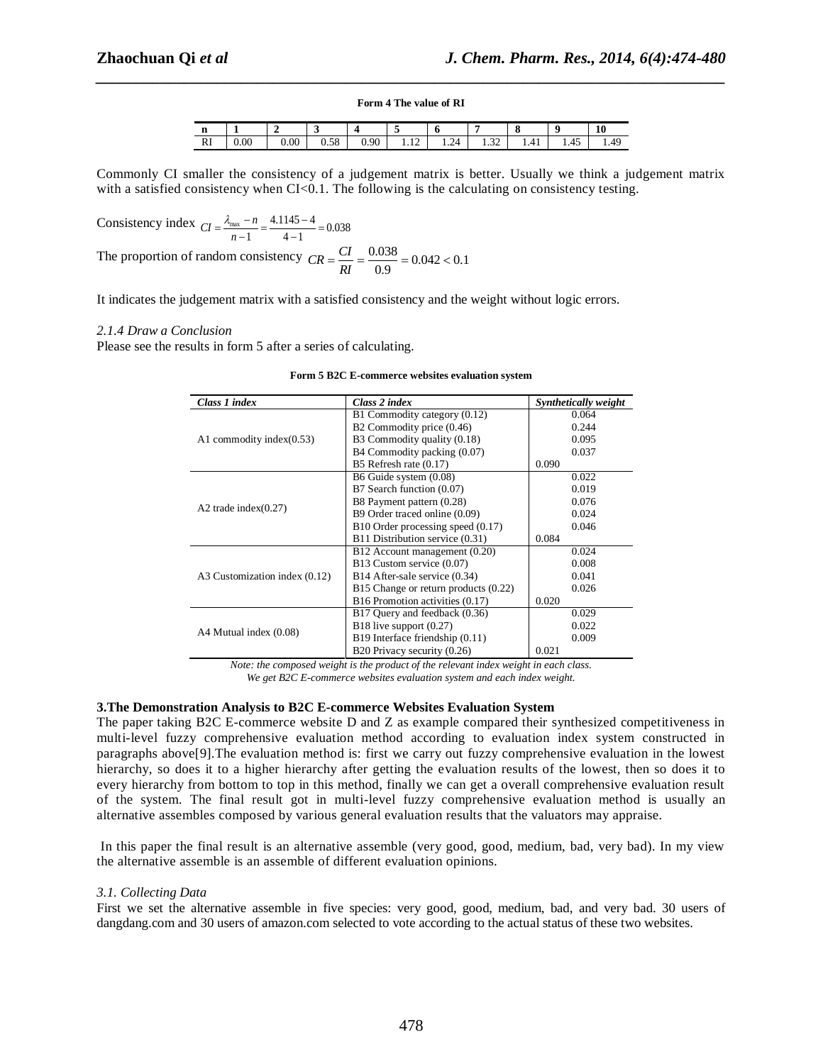**Form 4 The value of RI**

| n | 1 | 2 | 3 | 4 | 5 | 6 | 7 | 8 | 9 | 10 |
|---|---|---|---|---|---|---|---|---|---|---|
| RI | 0.00 | 0.00 | 0.58 | 0.90 | 1.12 | 1.24 | 1.32 | 1.41 | 1.45 | 1.49 |

Commonly CI smaller the consistency of a judgement matrix is better. Usually we think a judgement matrix with a satisfied consistency when CI<0.1. The following is the calculating on consistency testing.

Consistency index $CI = \frac{\lambda_{\max} - n}{n-1} = \frac{4.1145 - 4}{4-1} = 0.038$

The proportion of random consistency $CR = \frac{CI}{RI} = \frac{0.038}{0.9} = 0.042 < 0.1$

It indicates the judgement matrix with a satisfied consistency and the weight without logic errors.

*2.1.4 Draw a Conclusion*

Please see the results in form 5 after a series of calculating.

**Form 5 B2C E-commerce websites evaluation system**

| *Class 1 index* | *Class 2 index* | *Synthetically weight* |
|---|---|---|
| A1 commodity index(0.53) | B1 Commodity category (0.12) | 0.064 |
| | B2 Commodity price (0.46) | 0.244 |
| | B3 Commodity quality (0.18) | 0.095 |
| | B4 Commodity packing (0.07) | 0.037 |
| | B5 Refresh rate (0.17) | 0.090 |
| A2 trade index(0.27) | B6 Guide system (0.08) | 0.022 |
| | B7 Search function (0.07) | 0.019 |
| | B8 Payment pattern (0.28) | 0.076 |
| | B9 Order traced online (0.09) | 0.024 |
| | B10 Order processing speed (0.17) | 0.046 |
| | B11 Distribution service (0.31) | 0.084 |
| A3 Customization index (0.12) | B12 Account management (0.20) | 0.024 |
| | B13 Custom service (0.07) | 0.008 |
| | B14 After-sale service (0.34) | 0.041 |
| | B15 Change or return products (0.22) | 0.026 |
| | B16 Promotion activities (0.17) | 0.020 |
| A4 Mutual index (0.08) | B17 Query and feedback (0.36) | 0.029 |
| | B18 live support (0.27) | 0.022 |
| | B19 Interface friendship (0.11) | 0.009 |
| | B20 Privacy security (0.26) | 0.021 |

*Note: the composed weight is the product of the relevant index weight in each class.*
*We get B2C E-commerce websites evaluation system and each index weight.*

**3.The Demonstration Analysis to B2C E-commerce Websites Evaluation System**

The paper taking B2C E-commerce website D and Z as example compared their synthesized competitiveness in multi-level fuzzy comprehensive evaluation method according to evaluation index system constructed in paragraphs above[9].The evaluation method is: first we carry out fuzzy comprehensive evaluation in the lowest hierarchy, so does it to a higher hierarchy after getting the evaluation results of the lowest, then so does it to every hierarchy from bottom to top in this method, finally we can get a overall comprehensive evaluation result of the system. The final result got in multi-level fuzzy comprehensive evaluation method is usually an alternative assembles composed by various general evaluation results that the valuators may appraise.

In this paper the final result is an alternative assemble (very good, good, medium, bad, very bad). In my view the alternative assemble is an assemble of different evaluation opinions.

*3.1. Collecting Data*

First we set the alternative assemble in five species: very good, good, medium, bad, and very bad. 30 users of dangdang.com and 30 users of amazon.com selected to vote according to the actual status of these two websites.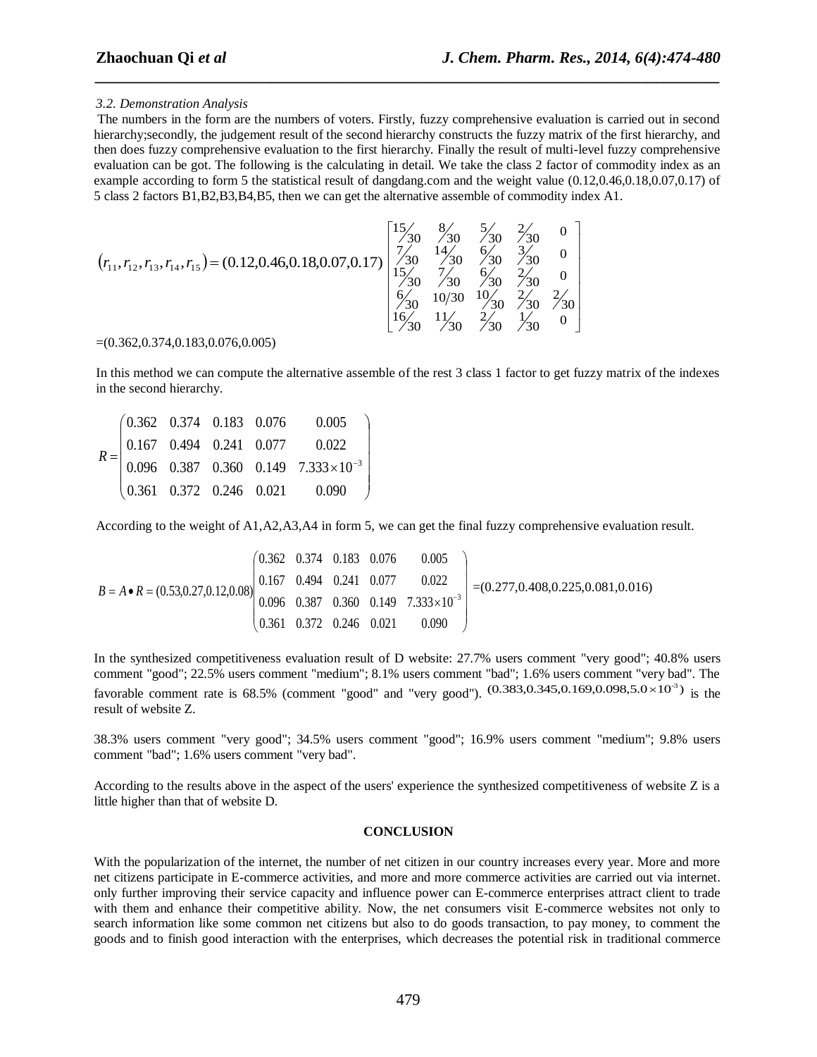### 3.2. Demonstration Analysis

The numbers in the form are the numbers of voters. Firstly, fuzzy comprehensive evaluation is carried out in second hierarchy;secondly, the judgement result of the second hierarchy constructs the fuzzy matrix of the first hierarchy, and then does fuzzy comprehensive evaluation to the first hierarchy. Finally the result of multi-level fuzzy comprehensive evaluation can be got. The following is the calculating in detail. We take the class 2 factor of commodity index as an example according to form 5 the statistical result of dangdang.com and the weight value (0.12,0.46,0.18,0.07,0.17) of 5 class 2 factors B1,B2,B3,B4,B5, then we can get the alternative assemble of commodity index A1.

$$\left(r_{11}, r_{12}, r_{13}, r_{14}, r_{15}\right) = (0.12,0.46,0.18,0.07,0.17)\begin{bmatrix} 15/30 & 8/30 & 5/30 & 2/30 & 0 \\ 7/30 & 14/30 & 6/30 & 3/30 & 0 \\ 15/30 & 7/30 & 6/30 & 2/30 & 0 \\ 6/30 & 10/30 & 10/30 & 2/30 & 2/30 \\ 16/30 & 11/30 & 2/30 & 1/30 & 0 \end{bmatrix}$$

=(0.362,0.374,0.183,0.076,0.005)

In this method we can compute the alternative assemble of the rest 3 class 1 factor to get fuzzy matrix of the indexes in the second hierarchy.

$$R = \begin{pmatrix} 0.362 & 0.374 & 0.183 & 0.076 & 0.005 \\ 0.167 & 0.494 & 0.241 & 0.077 & 0.022 \\ 0.096 & 0.387 & 0.360 & 0.149 & 7.333\times 10^{-3} \\ 0.361 & 0.372 & 0.246 & 0.021 & 0.090 \end{pmatrix}$$

According to the weight of A1,A2,A3,A4 in form 5, we can get the final fuzzy comprehensive evaluation result.

$$B = A \bullet R = (0.53,0.27,0.12,0.08)\begin{pmatrix} 0.362 & 0.374 & 0.183 & 0.076 & 0.005 \\ 0.167 & 0.494 & 0.241 & 0.077 & 0.022 \\ 0.096 & 0.387 & 0.360 & 0.149 & 7.333\times 10^{-3} \\ 0.361 & 0.372 & 0.246 & 0.021 & 0.090 \end{pmatrix} = (0.277,0.408,0.225,0.081,0.016)$$

In the synthesized competitiveness evaluation result of D website: 27.7% users comment "very good"; 40.8% users comment "good"; 22.5% users comment "medium"; 8.1% users comment "bad"; 1.6% users comment "very bad". The favorable comment rate is 68.5% (comment "good" and "very good"). $(0.383,0.345,0.169,0.098,5.0\times 10^{-3})$ is the result of website Z.

38.3% users comment "very good"; 34.5% users comment "good"; 16.9% users comment "medium"; 9.8% users comment "bad"; 1.6% users comment "very bad".

According to the results above in the aspect of the users' experience the synthesized competitiveness of website Z is a little higher than that of website D.

## CONCLUSION

With the popularization of the internet, the number of net citizen in our country increases every year. More and more net citizens participate in E-commerce activities, and more and more commerce activities are carried out via internet. only further improving their service capacity and influence power can E-commerce enterprises attract client to trade with them and enhance their competitive ability. Now, the net consumers visit E-commerce websites not only to search information like some common net citizens but also to do goods transaction, to pay money, to comment the goods and to finish good interaction with the enterprises, which decreases the potential risk in traditional commerce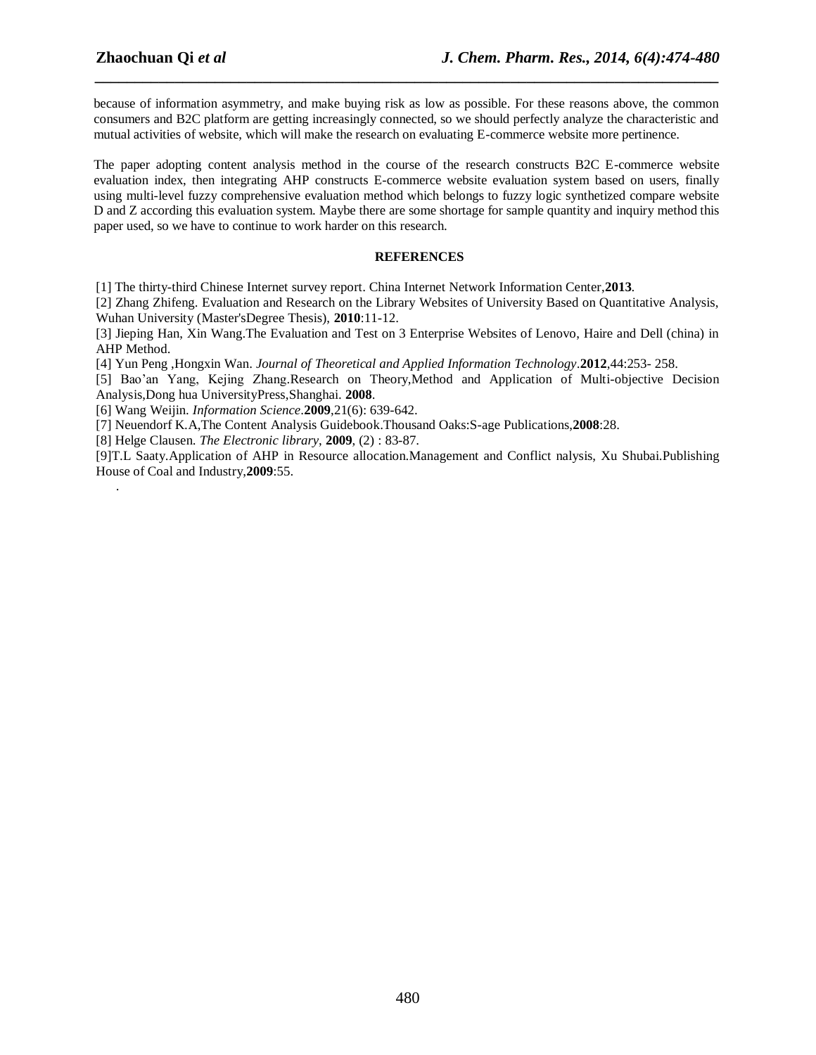because of information asymmetry, and make buying risk as low as possible. For these reasons above, the common consumers and B2C platform are getting increasingly connected, so we should perfectly analyze the characteristic and mutual activities of website, which will make the research on evaluating E-commerce website more pertinence.

The paper adopting content analysis method in the course of the research constructs B2C E-commerce website evaluation index, then integrating AHP constructs E-commerce website evaluation system based on users, finally using multi-level fuzzy comprehensive evaluation method which belongs to fuzzy logic synthetized compare website D and Z according this evaluation system. Maybe there are some shortage for sample quantity and inquiry method this paper used, so we have to continue to work harder on this research.

## REFERENCES

[1] The thirty-third Chinese Internet survey report. China Internet Network Information Center,**2013**.

[2] Zhang Zhifeng. Evaluation and Research on the Library Websites of University Based on Quantitative Analysis, Wuhan University (Master'sDegree Thesis), **2010**:11-12.

[3] Jieping Han, Xin Wang.The Evaluation and Test on 3 Enterprise Websites of Lenovo, Haire and Dell (china) in AHP Method.

[4] Yun Peng ,Hongxin Wan. *Journal of Theoretical and Applied Information Technology*.**2012**,44:253- 258.

[5] Bao'an Yang, Kejing Zhang.Research on Theory,Method and Application of Multi-objective Decision Analysis,Dong hua UniversityPress,Shanghai. **2008**.

[6] Wang Weijin. *Information Science*.**2009**,21(6): 639-642.

[7] Neuendorf K.A,The Content Analysis Guidebook.Thousand Oaks:S-age Publications,**2008**:28.

[8] Helge Clausen. *The Electronic library*, **2009**, (2) : 83-87.

[9]T.L Saaty.Application of AHP in Resource allocation.Management and Conflict nalysis, Xu Shubai.Publishing House of Coal and Industry,**2009**:55.